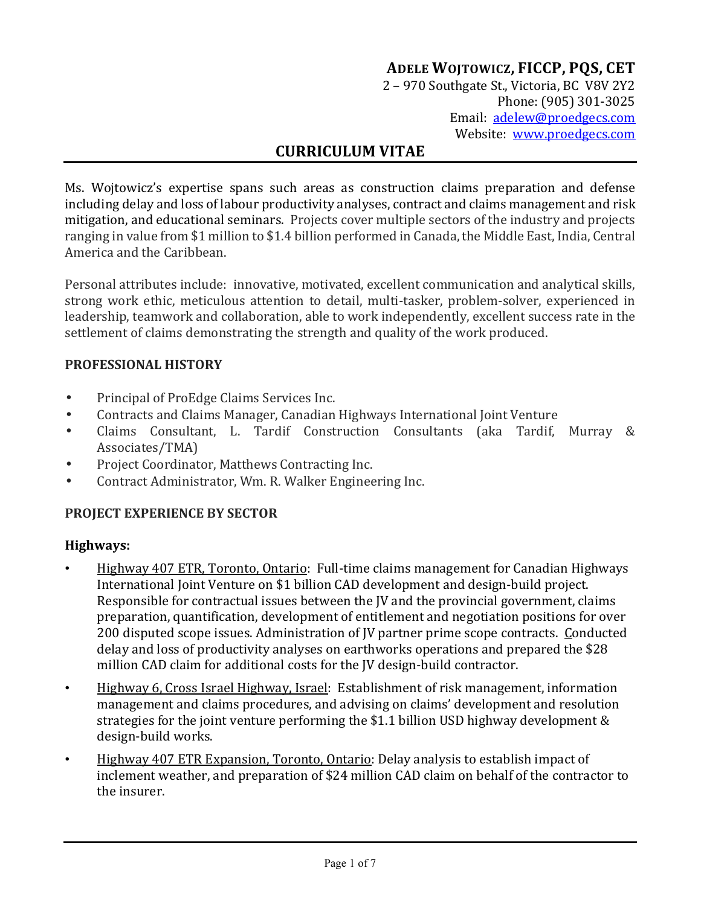# ADELE WOJTOWICZ, FICCP, PQS, CET

2 – 970 Southgate St., Victoria, BC V8V 2Y2
Phone: (905) 301-3025
Email: adelew@proedgecs.com
Website: www.proedgecs.com

## CURRICULUM VITAE

Ms. Wojtowicz's expertise spans such areas as construction claims preparation and defense including delay and loss of labour productivity analyses, contract and claims management and risk mitigation, and educational seminars. Projects cover multiple sectors of the industry and projects ranging in value from $1 million to $1.4 billion performed in Canada, the Middle East, India, Central America and the Caribbean.

Personal attributes include: innovative, motivated, excellent communication and analytical skills, strong work ethic, meticulous attention to detail, multi-tasker, problem-solver, experienced in leadership, teamwork and collaboration, able to work independently, excellent success rate in the settlement of claims demonstrating the strength and quality of the work produced.

### PROFESSIONAL HISTORY

- Principal of ProEdge Claims Services Inc.
- Contracts and Claims Manager, Canadian Highways International Joint Venture
- Claims Consultant, L. Tardif Construction Consultants (aka Tardif, Murray & Associates/TMA)
- Project Coordinator, Matthews Contracting Inc.
- Contract Administrator, Wm. R. Walker Engineering Inc.

### PROJECT EXPERIENCE BY SECTOR

#### Highways:

- Highway 407 ETR, Toronto, Ontario: Full-time claims management for Canadian Highways International Joint Venture on $1 billion CAD development and design-build project. Responsible for contractual issues between the JV and the provincial government, claims preparation, quantification, development of entitlement and negotiation positions for over 200 disputed scope issues. Administration of JV partner prime scope contracts. Conducted delay and loss of productivity analyses on earthworks operations and prepared the $28 million CAD claim for additional costs for the JV design-build contractor.
- Highway 6, Cross Israel Highway, Israel: Establishment of risk management, information management and claims procedures, and advising on claims' development and resolution strategies for the joint venture performing the $1.1 billion USD highway development & design-build works.
- Highway 407 ETR Expansion, Toronto, Ontario: Delay analysis to establish impact of inclement weather, and preparation of $24 million CAD claim on behalf of the contractor to the insurer.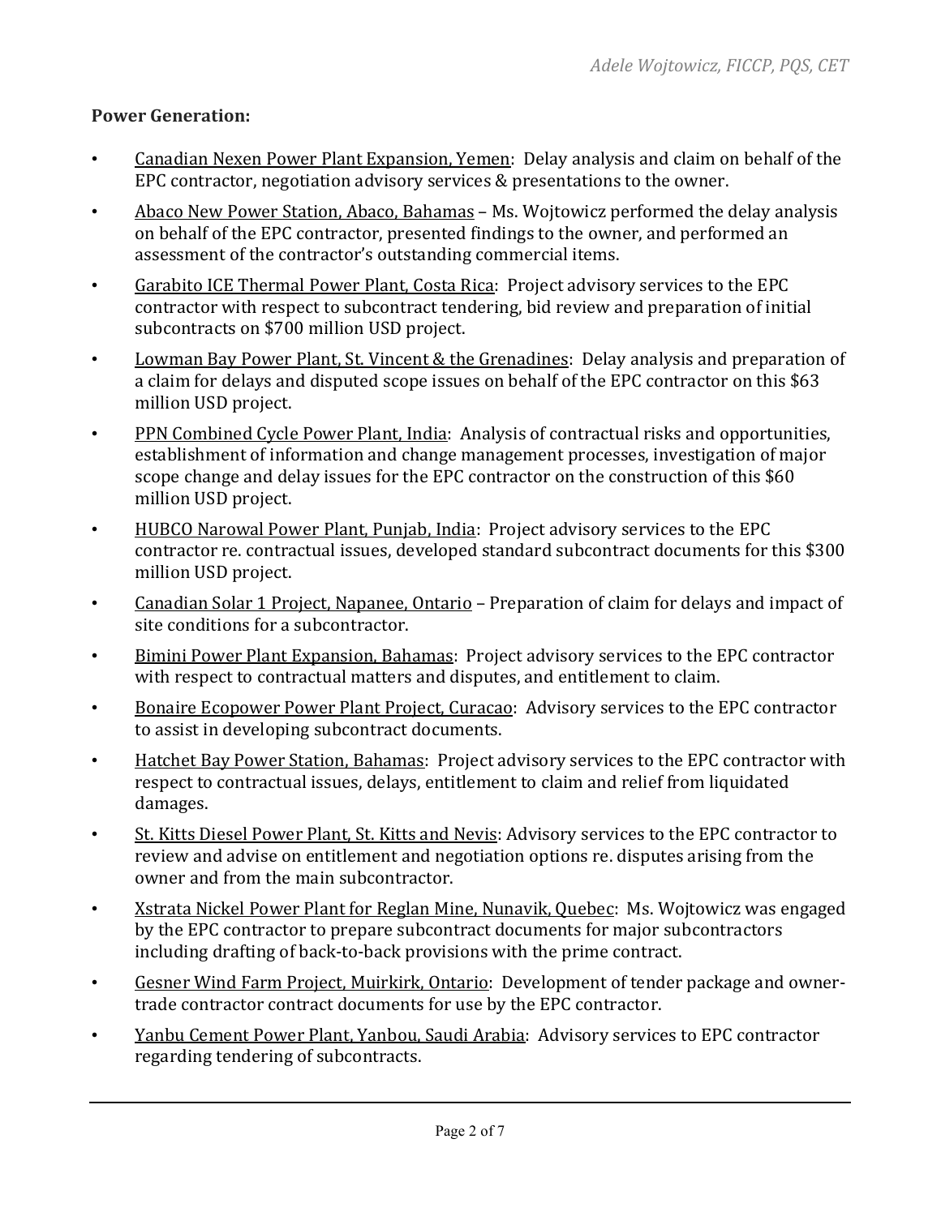**Power Generation:**

- Canadian Nexen Power Plant Expansion, Yemen: Delay analysis and claim on behalf of the EPC contractor, negotiation advisory services & presentations to the owner.
- Abaco New Power Station, Abaco, Bahamas – Ms. Wojtowicz performed the delay analysis on behalf of the EPC contractor, presented findings to the owner, and performed an assessment of the contractor's outstanding commercial items.
- Garabito ICE Thermal Power Plant, Costa Rica: Project advisory services to the EPC contractor with respect to subcontract tendering, bid review and preparation of initial subcontracts on $700 million USD project.
- Lowman Bay Power Plant, St. Vincent & the Grenadines: Delay analysis and preparation of a claim for delays and disputed scope issues on behalf of the EPC contractor on this $63 million USD project.
- PPN Combined Cycle Power Plant, India: Analysis of contractual risks and opportunities, establishment of information and change management processes, investigation of major scope change and delay issues for the EPC contractor on the construction of this $60 million USD project.
- HUBCO Narowal Power Plant, Punjab, India: Project advisory services to the EPC contractor re. contractual issues, developed standard subcontract documents for this $300 million USD project.
- Canadian Solar 1 Project, Napanee, Ontario – Preparation of claim for delays and impact of site conditions for a subcontractor.
- Bimini Power Plant Expansion, Bahamas: Project advisory services to the EPC contractor with respect to contractual matters and disputes, and entitlement to claim.
- Bonaire Ecopower Power Plant Project, Curacao: Advisory services to the EPC contractor to assist in developing subcontract documents.
- Hatchet Bay Power Station, Bahamas: Project advisory services to the EPC contractor with respect to contractual issues, delays, entitlement to claim and relief from liquidated damages.
- St. Kitts Diesel Power Plant, St. Kitts and Nevis: Advisory services to the EPC contractor to review and advise on entitlement and negotiation options re. disputes arising from the owner and from the main subcontractor.
- Xstrata Nickel Power Plant for Reglan Mine, Nunavik, Quebec: Ms. Wojtowicz was engaged by the EPC contractor to prepare subcontract documents for major subcontractors including drafting of back-to-back provisions with the prime contract.
- Gesner Wind Farm Project, Muirkirk, Ontario: Development of tender package and owner-trade contractor contract documents for use by the EPC contractor.
- Yanbu Cement Power Plant, Yanbou, Saudi Arabia: Advisory services to EPC contractor regarding tendering of subcontracts.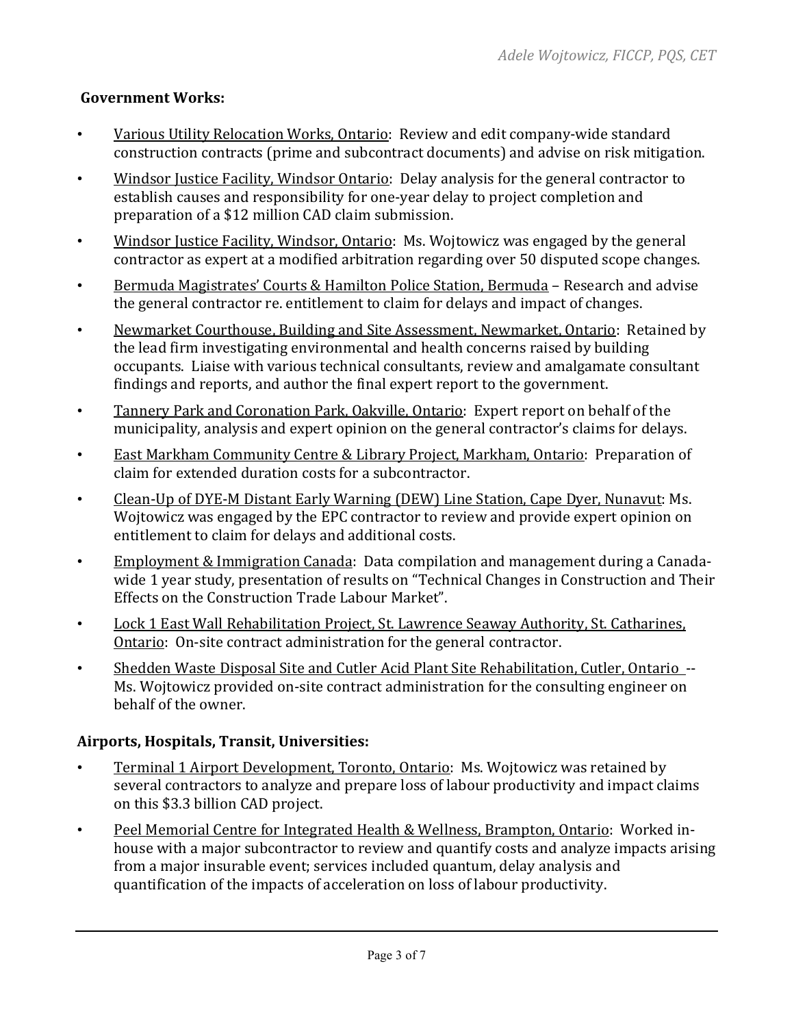**Government Works:**

- Various Utility Relocation Works, Ontario: Review and edit company-wide standard construction contracts (prime and subcontract documents) and advise on risk mitigation.
- Windsor Justice Facility, Windsor Ontario: Delay analysis for the general contractor to establish causes and responsibility for one-year delay to project completion and preparation of a $12 million CAD claim submission.
- Windsor Justice Facility, Windsor, Ontario: Ms. Wojtowicz was engaged by the general contractor as expert at a modified arbitration regarding over 50 disputed scope changes.
- Bermuda Magistrates' Courts & Hamilton Police Station, Bermuda – Research and advise the general contractor re. entitlement to claim for delays and impact of changes.
- Newmarket Courthouse, Building and Site Assessment, Newmarket, Ontario: Retained by the lead firm investigating environmental and health concerns raised by building occupants. Liaise with various technical consultants, review and amalgamate consultant findings and reports, and author the final expert report to the government.
- Tannery Park and Coronation Park, Oakville, Ontario: Expert report on behalf of the municipality, analysis and expert opinion on the general contractor's claims for delays.
- East Markham Community Centre & Library Project, Markham, Ontario: Preparation of claim for extended duration costs for a subcontractor.
- Clean-Up of DYE-M Distant Early Warning (DEW) Line Station, Cape Dyer, Nunavut: Ms. Wojtowicz was engaged by the EPC contractor to review and provide expert opinion on entitlement to claim for delays and additional costs.
- Employment & Immigration Canada: Data compilation and management during a Canada-wide 1 year study, presentation of results on "Technical Changes in Construction and Their Effects on the Construction Trade Labour Market".
- Lock 1 East Wall Rehabilitation Project, St. Lawrence Seaway Authority, St. Catharines, Ontario: On-site contract administration for the general contractor.
- Shedden Waste Disposal Site and Cutler Acid Plant Site Rehabilitation, Cutler, Ontario -- Ms. Wojtowicz provided on-site contract administration for the consulting engineer on behalf of the owner.

**Airports, Hospitals, Transit, Universities:**

- Terminal 1 Airport Development, Toronto, Ontario: Ms. Wojtowicz was retained by several contractors to analyze and prepare loss of labour productivity and impact claims on this $3.3 billion CAD project.
- Peel Memorial Centre for Integrated Health & Wellness, Brampton, Ontario: Worked in-house with a major subcontractor to review and quantify costs and analyze impacts arising from a major insurable event; services included quantum, delay analysis and quantification of the impacts of acceleration on loss of labour productivity.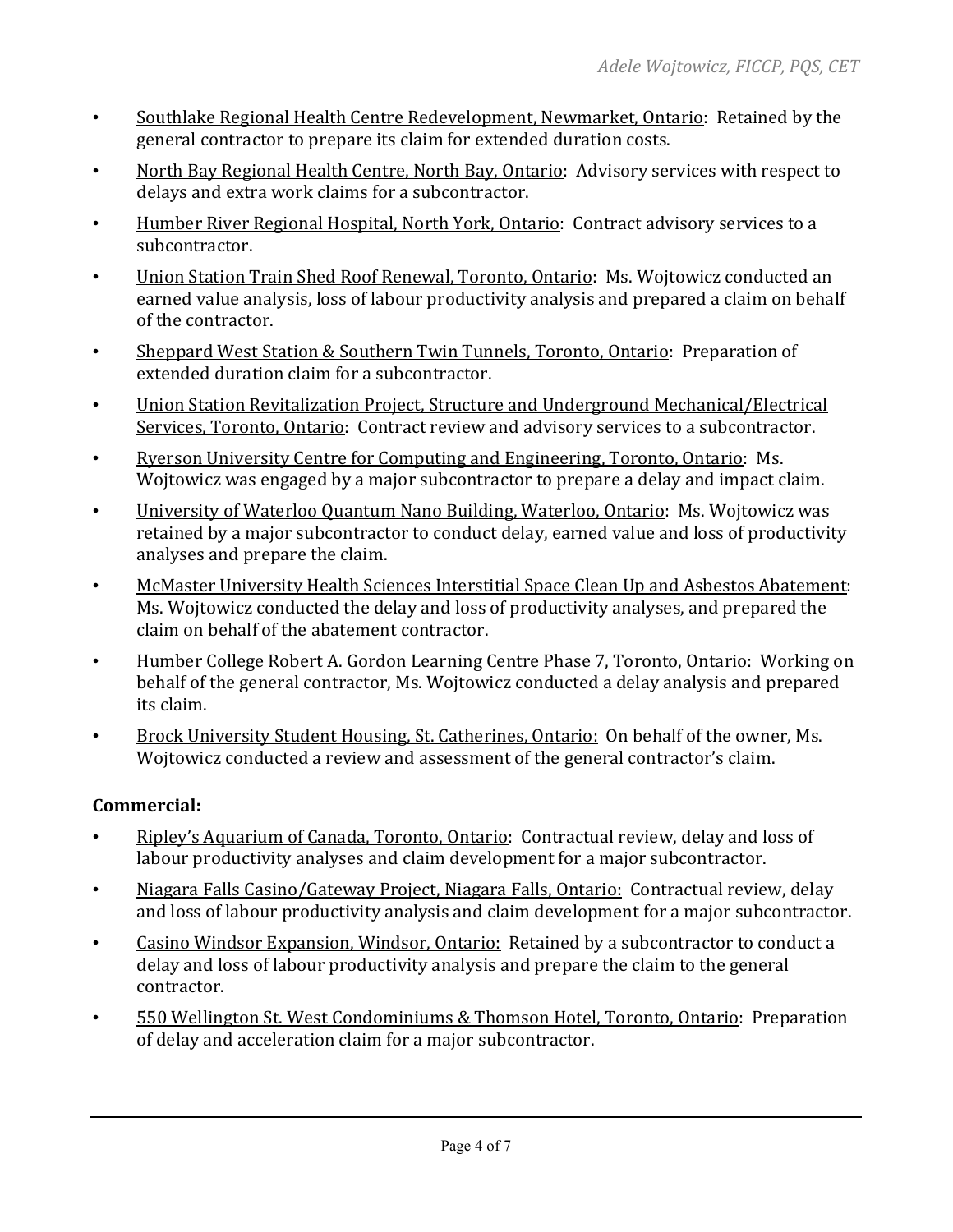- <u>Southlake Regional Health Centre Redevelopment, Newmarket, Ontario</u>: Retained by the general contractor to prepare its claim for extended duration costs.
- <u>North Bay Regional Health Centre, North Bay, Ontario</u>: Advisory services with respect to delays and extra work claims for a subcontractor.
- <u>Humber River Regional Hospital, North York, Ontario</u>: Contract advisory services to a subcontractor.
- <u>Union Station Train Shed Roof Renewal, Toronto, Ontario</u>: Ms. Wojtowicz conducted an earned value analysis, loss of labour productivity analysis and prepared a claim on behalf of the contractor.
- <u>Sheppard West Station & Southern Twin Tunnels, Toronto, Ontario</u>: Preparation of extended duration claim for a subcontractor.
- <u>Union Station Revitalization Project, Structure and Underground Mechanical/Electrical Services, Toronto, Ontario</u>: Contract review and advisory services to a subcontractor.
- <u>Ryerson University Centre for Computing and Engineering, Toronto, Ontario</u>: Ms. Wojtowicz was engaged by a major subcontractor to prepare a delay and impact claim.
- <u>University of Waterloo Quantum Nano Building, Waterloo, Ontario</u>: Ms. Wojtowicz was retained by a major subcontractor to conduct delay, earned value and loss of productivity analyses and prepare the claim.
- <u>McMaster University Health Sciences Interstitial Space Clean Up and Asbestos Abatement</u>: Ms. Wojtowicz conducted the delay and loss of productivity analyses, and prepared the claim on behalf of the abatement contractor.
- <u>Humber College Robert A. Gordon Learning Centre Phase 7, Toronto, Ontario:</u> Working on behalf of the general contractor, Ms. Wojtowicz conducted a delay analysis and prepared its claim.
- <u>Brock University Student Housing, St. Catherines, Ontario:</u> On behalf of the owner, Ms. Wojtowicz conducted a review and assessment of the general contractor's claim.

**Commercial:**

- <u>Ripley's Aquarium of Canada, Toronto, Ontario</u>: Contractual review, delay and loss of labour productivity analyses and claim development for a major subcontractor.
- <u>Niagara Falls Casino/Gateway Project, Niagara Falls, Ontario:</u> Contractual review, delay and loss of labour productivity analysis and claim development for a major subcontractor.
- <u>Casino Windsor Expansion, Windsor, Ontario:</u> Retained by a subcontractor to conduct a delay and loss of labour productivity analysis and prepare the claim to the general contractor.
- <u>550 Wellington St. West Condominiums & Thomson Hotel, Toronto, Ontario</u>: Preparation of delay and acceleration claim for a major subcontractor.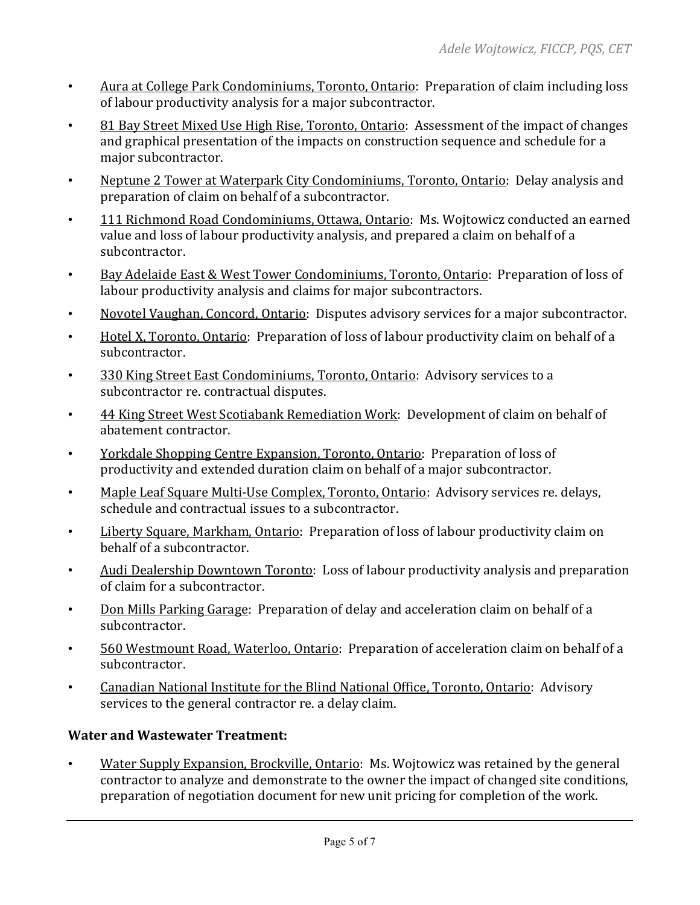- <u>Aura at College Park Condominiums, Toronto, Ontario</u>: Preparation of claim including loss of labour productivity analysis for a major subcontractor.
- <u>81 Bay Street Mixed Use High Rise, Toronto, Ontario</u>: Assessment of the impact of changes and graphical presentation of the impacts on construction sequence and schedule for a major subcontractor.
- <u>Neptune 2 Tower at Waterpark City Condominiums, Toronto, Ontario</u>: Delay analysis and preparation of claim on behalf of a subcontractor.
- <u>111 Richmond Road Condominiums, Ottawa, Ontario</u>: Ms. Wojtowicz conducted an earned value and loss of labour productivity analysis, and prepared a claim on behalf of a subcontractor.
- <u>Bay Adelaide East & West Tower Condominiums, Toronto, Ontario</u>: Preparation of loss of labour productivity analysis and claims for major subcontractors.
- <u>Novotel Vaughan, Concord, Ontario</u>: Disputes advisory services for a major subcontractor.
- <u>Hotel X, Toronto, Ontario</u>: Preparation of loss of labour productivity claim on behalf of a subcontractor.
- <u>330 King Street East Condominiums, Toronto, Ontario</u>: Advisory services to a subcontractor re. contractual disputes.
- <u>44 King Street West Scotiabank Remediation Work</u>: Development of claim on behalf of abatement contractor.
- <u>Yorkdale Shopping Centre Expansion, Toronto, Ontario</u>: Preparation of loss of productivity and extended duration claim on behalf of a major subcontractor.
- <u>Maple Leaf Square Multi-Use Complex, Toronto, Ontario</u>: Advisory services re. delays, schedule and contractual issues to a subcontractor.
- <u>Liberty Square, Markham, Ontario</u>: Preparation of loss of labour productivity claim on behalf of a subcontractor.
- <u>Audi Dealership Downtown Toronto</u>: Loss of labour productivity analysis and preparation of claim for a subcontractor.
- <u>Don Mills Parking Garage</u>: Preparation of delay and acceleration claim on behalf of a subcontractor.
- <u>560 Westmount Road, Waterloo, Ontario</u>: Preparation of acceleration claim on behalf of a subcontractor.
- <u>Canadian National Institute for the Blind National Office, Toronto, Ontario</u>: Advisory services to the general contractor re. a delay claim.

**Water and Wastewater Treatment:**

- <u>Water Supply Expansion, Brockville, Ontario</u>: Ms. Wojtowicz was retained by the general contractor to analyze and demonstrate to the owner the impact of changed site conditions, preparation of negotiation document for new unit pricing for completion of the work.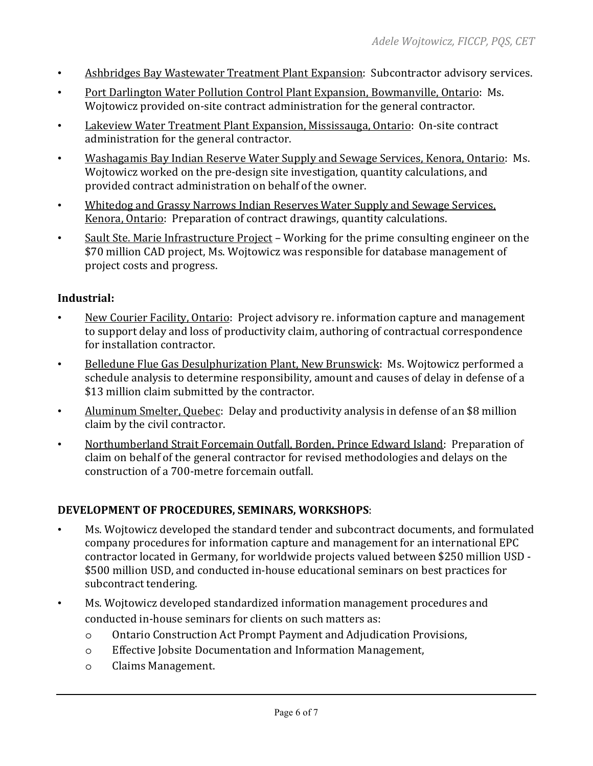- Ashbridges Bay Wastewater Treatment Plant Expansion: Subcontractor advisory services.
- Port Darlington Water Pollution Control Plant Expansion, Bowmanville, Ontario: Ms. Wojtowicz provided on-site contract administration for the general contractor.
- Lakeview Water Treatment Plant Expansion, Mississauga, Ontario: On-site contract administration for the general contractor.
- Washagamis Bay Indian Reserve Water Supply and Sewage Services, Kenora, Ontario: Ms. Wojtowicz worked on the pre-design site investigation, quantity calculations, and provided contract administration on behalf of the owner.
- Whitedog and Grassy Narrows Indian Reserves Water Supply and Sewage Services, Kenora, Ontario: Preparation of contract drawings, quantity calculations.
- Sault Ste. Marie Infrastructure Project – Working for the prime consulting engineer on the $70 million CAD project, Ms. Wojtowicz was responsible for database management of project costs and progress.

**Industrial:**

- New Courier Facility, Ontario: Project advisory re. information capture and management to support delay and loss of productivity claim, authoring of contractual correspondence for installation contractor.
- Belledune Flue Gas Desulphurization Plant, New Brunswick: Ms. Wojtowicz performed a schedule analysis to determine responsibility, amount and causes of delay in defense of a $13 million claim submitted by the contractor.
- Aluminum Smelter, Quebec: Delay and productivity analysis in defense of an $8 million claim by the civil contractor.
- Northumberland Strait Forcemain Outfall, Borden, Prince Edward Island: Preparation of claim on behalf of the general contractor for revised methodologies and delays on the construction of a 700-metre forcemain outfall.

**DEVELOPMENT OF PROCEDURES, SEMINARS, WORKSHOPS**:

- Ms. Wojtowicz developed the standard tender and subcontract documents, and formulated company procedures for information capture and management for an international EPC contractor located in Germany, for worldwide projects valued between $250 million USD - $500 million USD, and conducted in-house educational seminars on best practices for subcontract tendering.
- Ms. Wojtowicz developed standardized information management procedures and conducted in-house seminars for clients on such matters as:
  - Ontario Construction Act Prompt Payment and Adjudication Provisions,
  - Effective Jobsite Documentation and Information Management,
  - Claims Management.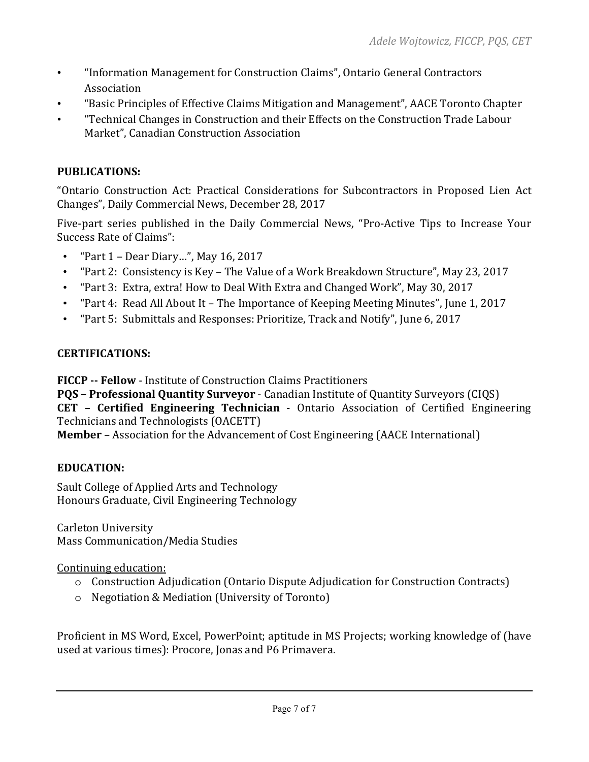- "Information Management for Construction Claims", Ontario General Contractors Association
- "Basic Principles of Effective Claims Mitigation and Management", AACE Toronto Chapter
- "Technical Changes in Construction and their Effects on the Construction Trade Labour Market", Canadian Construction Association

**PUBLICATIONS:**

"Ontario Construction Act: Practical Considerations for Subcontractors in Proposed Lien Act Changes", Daily Commercial News, December 28, 2017

Five-part series published in the Daily Commercial News, "Pro-Active Tips to Increase Your Success Rate of Claims":

- "Part 1 – Dear Diary…", May 16, 2017
- "Part 2: Consistency is Key – The Value of a Work Breakdown Structure", May 23, 2017
- "Part 3: Extra, extra! How to Deal With Extra and Changed Work", May 30, 2017
- "Part 4: Read All About It – The Importance of Keeping Meeting Minutes", June 1, 2017
- "Part 5: Submittals and Responses: Prioritize, Track and Notify", June 6, 2017

**CERTIFICATIONS:**

**FICCP -- Fellow** - Institute of Construction Claims Practitioners
**PQS – Professional Quantity Surveyor** - Canadian Institute of Quantity Surveyors (CIQS)
**CET – Certified Engineering Technician** - Ontario Association of Certified Engineering Technicians and Technologists (OACETT)
**Member** – Association for the Advancement of Cost Engineering (AACE International)

**EDUCATION:**

Sault College of Applied Arts and Technology
Honours Graduate, Civil Engineering Technology

Carleton University
Mass Communication/Media Studies

Continuing education:

- Construction Adjudication (Ontario Dispute Adjudication for Construction Contracts)
- Negotiation & Mediation (University of Toronto)

Proficient in MS Word, Excel, PowerPoint; aptitude in MS Projects; working knowledge of (have used at various times): Procore, Jonas and P6 Primavera.